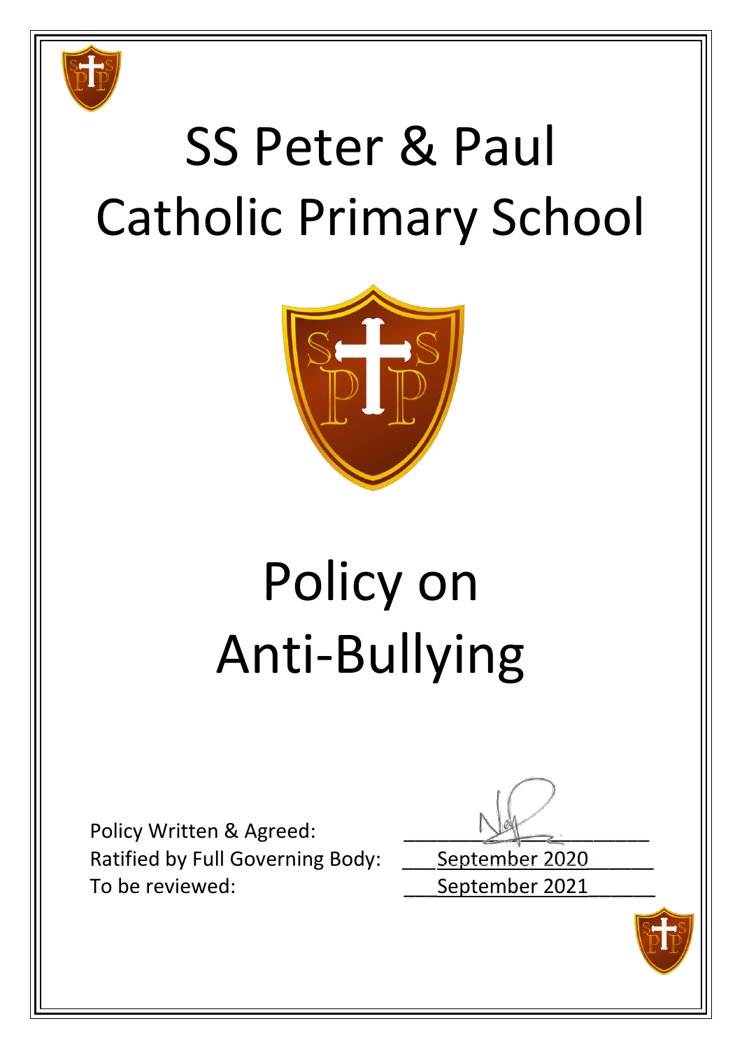# SS Peter & Paul Catholic Primary School

# Policy on Anti-Bullying

Policy Written & Agreed:

Ratified by Full Governing Body: September 2020

To be reviewed: September 2021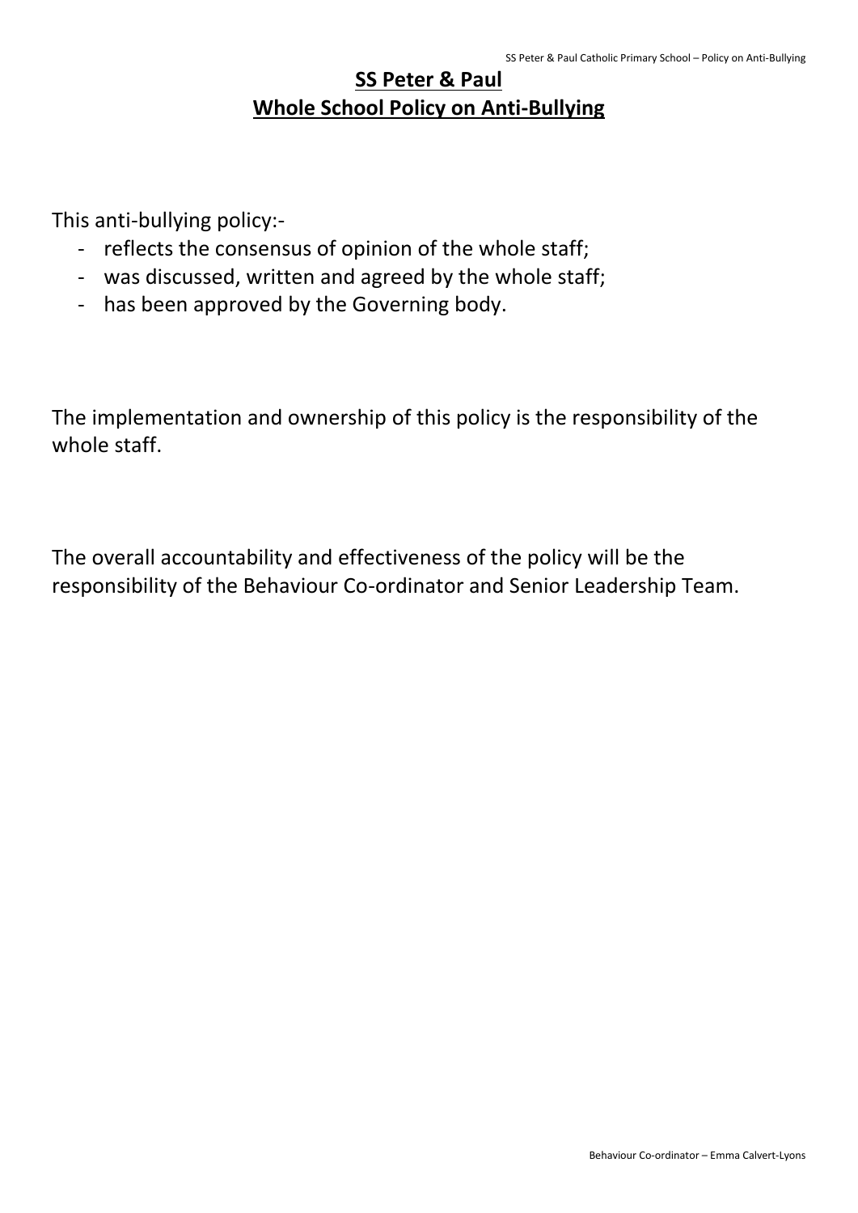# SS Peter & Paul
## Whole School Policy on Anti-Bullying

This anti-bullying policy:-

- reflects the consensus of opinion of the whole staff;
- was discussed, written and agreed by the whole staff;
- has been approved by the Governing body.

The implementation and ownership of this policy is the responsibility of the whole staff.

The overall accountability and effectiveness of the policy will be the responsibility of the Behaviour Co-ordinator and Senior Leadership Team.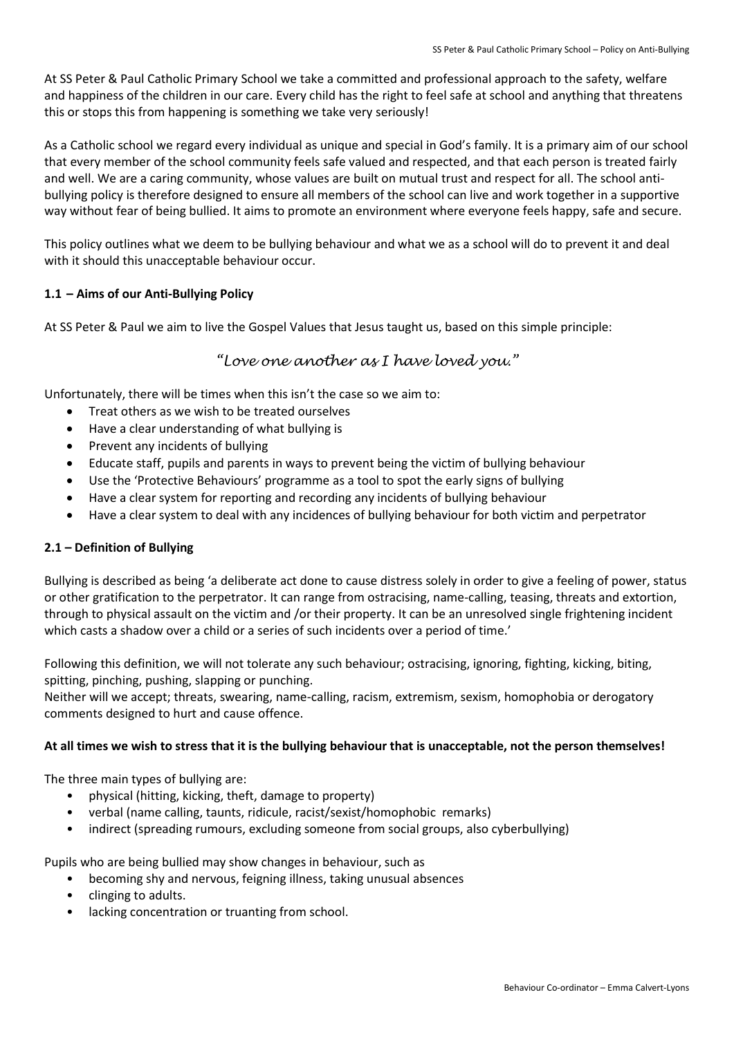At SS Peter & Paul Catholic Primary School we take a committed and professional approach to the safety, welfare and happiness of the children in our care. Every child has the right to feel safe at school and anything that threatens this or stops this from happening is something we take very seriously!

As a Catholic school we regard every individual as unique and special in God's family. It is a primary aim of our school that every member of the school community feels safe valued and respected, and that each person is treated fairly and well. We are a caring community, whose values are built on mutual trust and respect for all. The school anti-bullying policy is therefore designed to ensure all members of the school can live and work together in a supportive way without fear of being bullied. It aims to promote an environment where everyone feels happy, safe and secure.

This policy outlines what we deem to be bullying behaviour and what we as a school will do to prevent it and deal with it should this unacceptable behaviour occur.

### 1.1 – Aims of our Anti-Bullying Policy

At SS Peter & Paul we aim to live the Gospel Values that Jesus taught us, based on this simple principle:

*"Love one another as I have loved you."*

Unfortunately, there will be times when this isn't the case so we aim to:

- Treat others as we wish to be treated ourselves
- Have a clear understanding of what bullying is
- Prevent any incidents of bullying
- Educate staff, pupils and parents in ways to prevent being the victim of bullying behaviour
- Use the 'Protective Behaviours' programme as a tool to spot the early signs of bullying
- Have a clear system for reporting and recording any incidents of bullying behaviour
- Have a clear system to deal with any incidences of bullying behaviour for both victim and perpetrator

### 2.1 – Definition of Bullying

Bullying is described as being 'a deliberate act done to cause distress solely in order to give a feeling of power, status or other gratification to the perpetrator. It can range from ostracising, name-calling, teasing, threats and extortion, through to physical assault on the victim and /or their property. It can be an unresolved single frightening incident which casts a shadow over a child or a series of such incidents over a period of time.'

Following this definition, we will not tolerate any such behaviour; ostracising, ignoring, fighting, kicking, biting, spitting, pinching, pushing, slapping or punching.
Neither will we accept; threats, swearing, name-calling, racism, extremism, sexism, homophobia or derogatory comments designed to hurt and cause offence.

**At all times we wish to stress that it is the bullying behaviour that is unacceptable, not the person themselves!**

The three main types of bullying are:

- physical (hitting, kicking, theft, damage to property)
- verbal (name calling, taunts, ridicule, racist/sexist/homophobic remarks)
- indirect (spreading rumours, excluding someone from social groups, also cyberbullying)

Pupils who are being bullied may show changes in behaviour, such as

- becoming shy and nervous, feigning illness, taking unusual absences
- clinging to adults.
- lacking concentration or truanting from school.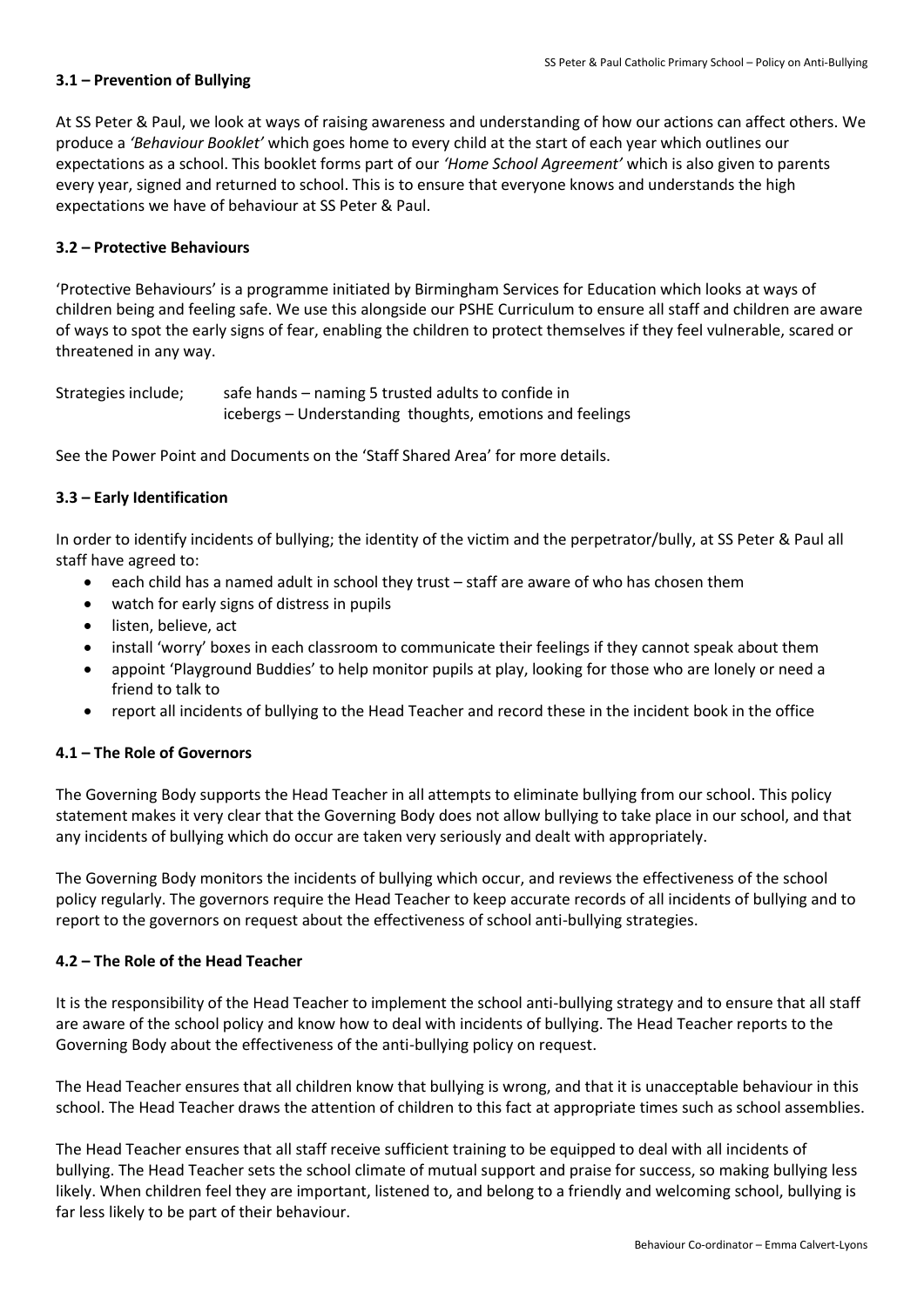### 3.1 – Prevention of Bullying

At SS Peter & Paul, we look at ways of raising awareness and understanding of how our actions can affect others. We produce a *'Behaviour Booklet'* which goes home to every child at the start of each year which outlines our expectations as a school. This booklet forms part of our *'Home School Agreement'* which is also given to parents every year, signed and returned to school. This is to ensure that everyone knows and understands the high expectations we have of behaviour at SS Peter & Paul.

### 3.2 – Protective Behaviours

'Protective Behaviours' is a programme initiated by Birmingham Services for Education which looks at ways of children being and feeling safe. We use this alongside our PSHE Curriculum to ensure all staff and children are aware of ways to spot the early signs of fear, enabling the children to protect themselves if they feel vulnerable, scared or threatened in any way.

Strategies include; safe hands – naming 5 trusted adults to confide in
icebergs – Understanding thoughts, emotions and feelings

See the Power Point and Documents on the 'Staff Shared Area' for more details.

### 3.3 – Early Identification

In order to identify incidents of bullying; the identity of the victim and the perpetrator/bully, at SS Peter & Paul all staff have agreed to:

- each child has a named adult in school they trust – staff are aware of who has chosen them
- watch for early signs of distress in pupils
- listen, believe, act
- install 'worry' boxes in each classroom to communicate their feelings if they cannot speak about them
- appoint 'Playground Buddies' to help monitor pupils at play, looking for those who are lonely or need a friend to talk to
- report all incidents of bullying to the Head Teacher and record these in the incident book in the office

### 4.1 – The Role of Governors

The Governing Body supports the Head Teacher in all attempts to eliminate bullying from our school. This policy statement makes it very clear that the Governing Body does not allow bullying to take place in our school, and that any incidents of bullying which do occur are taken very seriously and dealt with appropriately.

The Governing Body monitors the incidents of bullying which occur, and reviews the effectiveness of the school policy regularly. The governors require the Head Teacher to keep accurate records of all incidents of bullying and to report to the governors on request about the effectiveness of school anti-bullying strategies.

### 4.2 – The Role of the Head Teacher

It is the responsibility of the Head Teacher to implement the school anti-bullying strategy and to ensure that all staff are aware of the school policy and know how to deal with incidents of bullying. The Head Teacher reports to the Governing Body about the effectiveness of the anti-bullying policy on request.

The Head Teacher ensures that all children know that bullying is wrong, and that it is unacceptable behaviour in this school. The Head Teacher draws the attention of children to this fact at appropriate times such as school assemblies.

The Head Teacher ensures that all staff receive sufficient training to be equipped to deal with all incidents of bullying. The Head Teacher sets the school climate of mutual support and praise for success, so making bullying less likely. When children feel they are important, listened to, and belong to a friendly and welcoming school, bullying is far less likely to be part of their behaviour.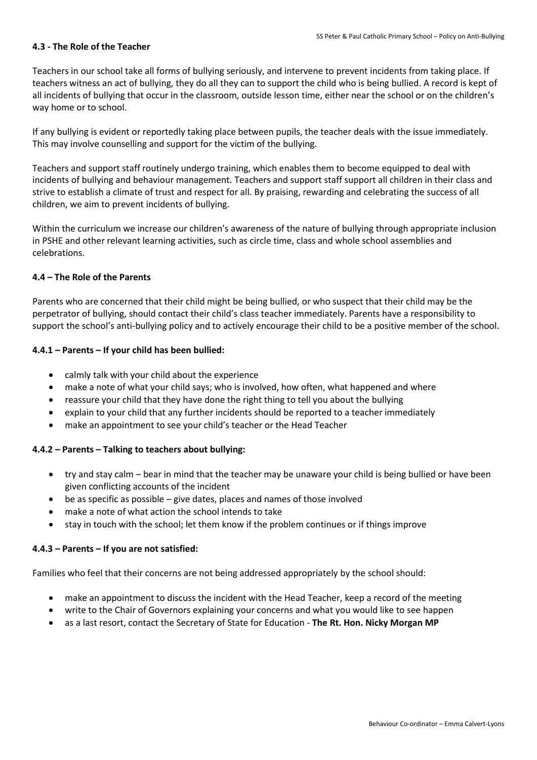#### 4.3 - The Role of the Teacher

Teachers in our school take all forms of bullying seriously, and intervene to prevent incidents from taking place. If teachers witness an act of bullying, they do all they can to support the child who is being bullied. A record is kept of all incidents of bullying that occur in the classroom, outside lesson time, either near the school or on the children's way home or to school.

If any bullying is evident or reportedly taking place between pupils, the teacher deals with the issue immediately. This may involve counselling and support for the victim of the bullying.

Teachers and support staff routinely undergo training, which enables them to become equipped to deal with incidents of bullying and behaviour management. Teachers and support staff support all children in their class and strive to establish a climate of trust and respect for all. By praising, rewarding and celebrating the success of all children, we aim to prevent incidents of bullying.

Within the curriculum we increase our children's awareness of the nature of bullying through appropriate inclusion in PSHE and other relevant learning activities, such as circle time, class and whole school assemblies and celebrations.

#### 4.4 – The Role of the Parents

Parents who are concerned that their child might be being bullied, or who suspect that their child may be the perpetrator of bullying, should contact their child's class teacher immediately. Parents have a responsibility to support the school's anti-bullying policy and to actively encourage their child to be a positive member of the school.

#### 4.4.1 – Parents – If your child has been bullied:

- calmly talk with your child about the experience
- make a note of what your child says; who is involved, how often, what happened and where
- reassure your child that they have done the right thing to tell you about the bullying
- explain to your child that any further incidents should be reported to a teacher immediately
- make an appointment to see your child's teacher or the Head Teacher

#### 4.4.2 – Parents – Talking to teachers about bullying:

- try and stay calm – bear in mind that the teacher may be unaware your child is being bullied or have been given conflicting accounts of the incident
- be as specific as possible – give dates, places and names of those involved
- make a note of what action the school intends to take
- stay in touch with the school; let them know if the problem continues or if things improve

#### 4.4.3 – Parents – If you are not satisfied:

Families who feel that their concerns are not being addressed appropriately by the school should:

- make an appointment to discuss the incident with the Head Teacher, keep a record of the meeting
- write to the Chair of Governors explaining your concerns and what you would like to see happen
- as a last resort, contact the Secretary of State for Education - **The Rt. Hon. Nicky Morgan MP**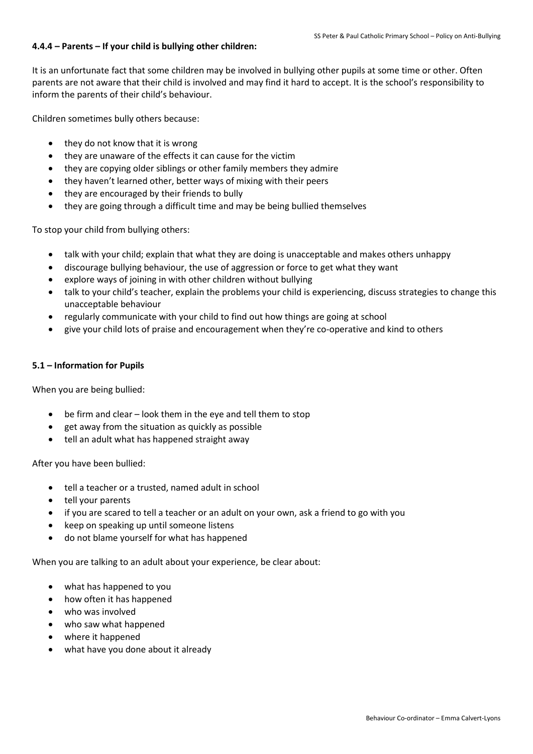#### 4.4.4 – Parents – If your child is bullying other children:

It is an unfortunate fact that some children may be involved in bullying other pupils at some time or other. Often parents are not aware that their child is involved and may find it hard to accept. It is the school's responsibility to inform the parents of their child's behaviour.

Children sometimes bully others because:

- they do not know that it is wrong
- they are unaware of the effects it can cause for the victim
- they are copying older siblings or other family members they admire
- they haven't learned other, better ways of mixing with their peers
- they are encouraged by their friends to bully
- they are going through a difficult time and may be being bullied themselves

To stop your child from bullying others:

- talk with your child; explain that what they are doing is unacceptable and makes others unhappy
- discourage bullying behaviour, the use of aggression or force to get what they want
- explore ways of joining in with other children without bullying
- talk to your child's teacher, explain the problems your child is experiencing, discuss strategies to change this unacceptable behaviour
- regularly communicate with your child to find out how things are going at school
- give your child lots of praise and encouragement when they're co-operative and kind to others

#### 5.1 – Information for Pupils

When you are being bullied:

- be firm and clear – look them in the eye and tell them to stop
- get away from the situation as quickly as possible
- tell an adult what has happened straight away

After you have been bullied:

- tell a teacher or a trusted, named adult in school
- tell your parents
- if you are scared to tell a teacher or an adult on your own, ask a friend to go with you
- keep on speaking up until someone listens
- do not blame yourself for what has happened

When you are talking to an adult about your experience, be clear about:

- what has happened to you
- how often it has happened
- who was involved
- who saw what happened
- where it happened
- what have you done about it already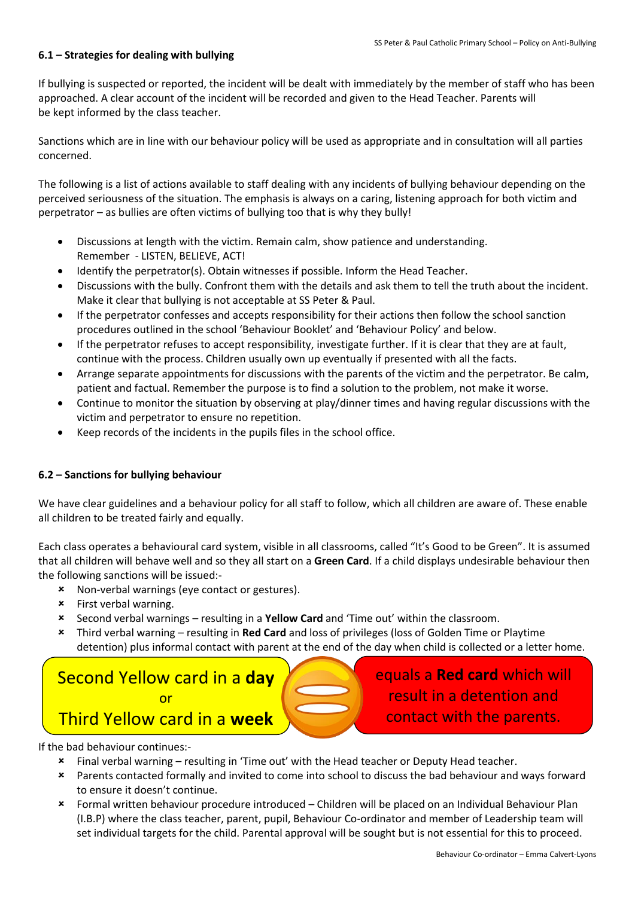#### 6.1 – Strategies for dealing with bullying

If bullying is suspected or reported, the incident will be dealt with immediately by the member of staff who has been approached. A clear account of the incident will be recorded and given to the Head Teacher. Parents will be kept informed by the class teacher.

Sanctions which are in line with our behaviour policy will be used as appropriate and in consultation will all parties concerned.

The following is a list of actions available to staff dealing with any incidents of bullying behaviour depending on the perceived seriousness of the situation. The emphasis is always on a caring, listening approach for both victim and perpetrator – as bullies are often victims of bullying too that is why they bully!

- Discussions at length with the victim. Remain calm, show patience and understanding. Remember - LISTEN, BELIEVE, ACT!
- Identify the perpetrator(s). Obtain witnesses if possible. Inform the Head Teacher.
- Discussions with the bully. Confront them with the details and ask them to tell the truth about the incident. Make it clear that bullying is not acceptable at SS Peter & Paul.
- If the perpetrator confesses and accepts responsibility for their actions then follow the school sanction procedures outlined in the school 'Behaviour Booklet' and 'Behaviour Policy' and below.
- If the perpetrator refuses to accept responsibility, investigate further. If it is clear that they are at fault, continue with the process. Children usually own up eventually if presented with all the facts.
- Arrange separate appointments for discussions with the parents of the victim and the perpetrator. Be calm, patient and factual. Remember the purpose is to find a solution to the problem, not make it worse.
- Continue to monitor the situation by observing at play/dinner times and having regular discussions with the victim and perpetrator to ensure no repetition.
- Keep records of the incidents in the pupils files in the school office.

#### 6.2 – Sanctions for bullying behaviour

We have clear guidelines and a behaviour policy for all staff to follow, which all children are aware of. These enable all children to be treated fairly and equally.

Each class operates a behavioural card system, visible in all classrooms, called "It's Good to be Green". It is assumed that all children will behave well and so they all start on a **Green Card**. If a child displays undesirable behaviour then the following sanctions will be issued:-

- Non-verbal warnings (eye contact or gestures).
- First verbal warning.
- Second verbal warnings – resulting in a **Yellow Card** and 'Time out' within the classroom.
- Third verbal warning – resulting in **Red Card** and loss of privileges (loss of Golden Time or Playtime detention) plus informal contact with parent at the end of the day when child is collected or a letter home.

Second Yellow card in a **day** or Third Yellow card in a **week** = equals a **Red card** which will result in a detention and contact with the parents.

If the bad behaviour continues:-

- Final verbal warning – resulting in 'Time out' with the Head teacher or Deputy Head teacher.
- Parents contacted formally and invited to come into school to discuss the bad behaviour and ways forward to ensure it doesn't continue.
- Formal written behaviour procedure introduced – Children will be placed on an Individual Behaviour Plan (I.B.P) where the class teacher, parent, pupil, Behaviour Co-ordinator and member of Leadership team will set individual targets for the child. Parental approval will be sought but is not essential for this to proceed.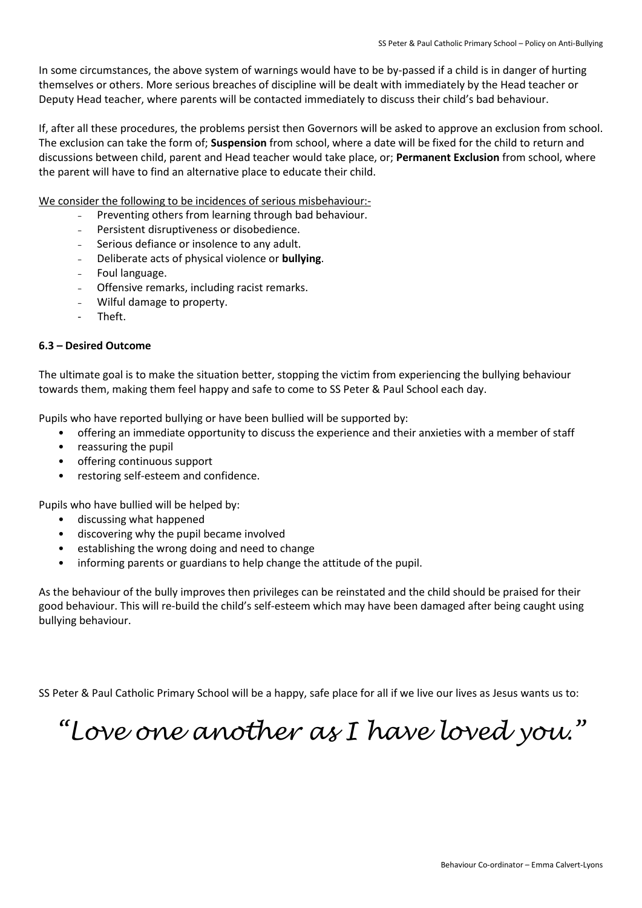In some circumstances, the above system of warnings would have to be by-passed if a child is in danger of hurting themselves or others. More serious breaches of discipline will be dealt with immediately by the Head teacher or Deputy Head teacher, where parents will be contacted immediately to discuss their child's bad behaviour.

If, after all these procedures, the problems persist then Governors will be asked to approve an exclusion from school. The exclusion can take the form of; **Suspension** from school, where a date will be fixed for the child to return and discussions between child, parent and Head teacher would take place, or; **Permanent Exclusion** from school, where the parent will have to find an alternative place to educate their child.

We consider the following to be incidences of serious misbehaviour:-

- Preventing others from learning through bad behaviour.
- Persistent disruptiveness or disobedience.
- Serious defiance or insolence to any adult.
- Deliberate acts of physical violence or **bullying**.
- Foul language.
- Offensive remarks, including racist remarks.
- Wilful damage to property.
- Theft.

#### 6.3 – Desired Outcome

The ultimate goal is to make the situation better, stopping the victim from experiencing the bullying behaviour towards them, making them feel happy and safe to come to SS Peter & Paul School each day.

Pupils who have reported bullying or have been bullied will be supported by:

- offering an immediate opportunity to discuss the experience and their anxieties with a member of staff
- reassuring the pupil
- offering continuous support
- restoring self-esteem and confidence.

Pupils who have bullied will be helped by:

- discussing what happened
- discovering why the pupil became involved
- establishing the wrong doing and need to change
- informing parents or guardians to help change the attitude of the pupil.

As the behaviour of the bully improves then privileges can be reinstated and the child should be praised for their good behaviour. This will re-build the child's self-esteem which may have been damaged after being caught using bullying behaviour.

SS Peter & Paul Catholic Primary School will be a happy, safe place for all if we live our lives as Jesus wants us to:

*"Love one another as I have loved you."*